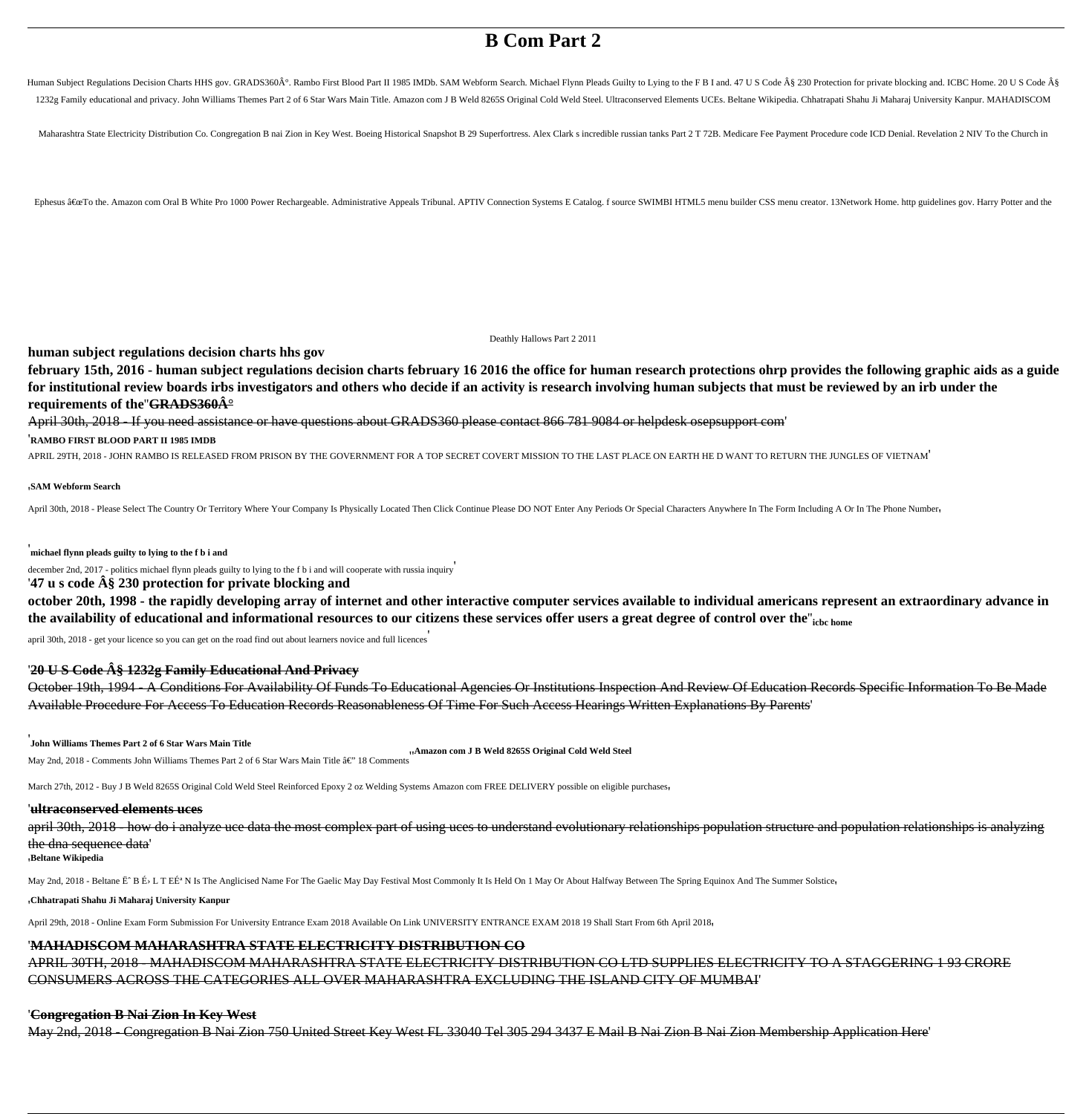# B Com Part 2

Human Subject Regulations Decision Charts HHS gov. GRADS360Â°. Rambo First Blood Part II 1985 IMDb. SAM Webform Search. Michael Flynn Pleads Guilty to Lying to the F B I and. 47 U S Code Â§ 230 Protection for private blocking and. ICBC Home. 20 U S Code Â§ 1232g Family educational and privacy. John Williams Themes Part 2 of 6 Star Wars Main Title. Amazon com J B Weld 8265S Original Cold Weld Steel. Ultraconserved Elements UCEs. Beltane Wikipedia. Chhatrapati Shahu Ji Maharaj University Kanpur. MAHADISCOM Maharashtra State Electricity Distribution Co. Congregation B nai Zion in Key West. Boeing Historical Snapshot B 29 Superfortress. Alex Clark s incredible russian tanks Part 2 T 72B. Medicare Fee Payment Procedure code ICD Denial. Revelation 2 NIV To the Church in Ephesus â€œTo the. Amazon com Oral B White Pro 1000 Power Rechargeable. Administrative Appeals Tribunal. APTIV Connection Systems E Catalog. f source SWIMBI HTML5 menu builder CSS menu creator. 13Network Home. http guidelines gov. Harry Potter and the Deathly Hallows Part 2 2011

**human subject regulations decision charts hhs gov**

**february 15th, 2016 - human subject regulations decision charts february 16 2016 the office for human research protections ohrp provides the following graphic aids as a guide for institutional review boards irbs investigators and others who decide if an activity is research involving human subjects that must be reviewed by an irb under the requirements of the''GRADS360Â°**

April 30th, 2018 - If you need assistance or have questions about GRADS360 please contact 866 781 9084 or helpdesk osepsupport com'

'**RAMBO FIRST BLOOD PART II 1985 IMDB**

APRIL 29TH, 2018 - JOHN RAMBO IS RELEASED FROM PRISON BY THE GOVERNMENT FOR A TOP SECRET COVERT MISSION TO THE LAST PLACE ON EARTH HE D WANT TO RETURN THE JUNGLES OF VIETNAM'

,**SAM Webform Search**

April 30th, 2018 - Please Select The Country Or Territory Where Your Company Is Physically Located Then Click Continue Please DO NOT Enter Any Periods Or Special Characters Anywhere In The Form Including A Or In The Phone Number,

'**michael flynn pleads guilty to lying to the f b i and**

december 2nd, 2017 - politics michael flynn pleads guilty to lying to the f b i and will cooperate with russia inquiry'

'**47 u s code Â§ 230 protection for private blocking and**

**october 20th, 1998 - the rapidly developing array of internet and other interactive computer services available to individual americans represent an extraordinary advance in the availability of educational and informational resources to our citizens these services offer users a great degree of control over the''icbc home**

april 30th, 2018 - get your licence so you can get on the road find out about learners novice and full licences'

'**20 U S Code Â§ 1232g Family Educational And Privacy**

October 19th, 1994 - A Conditions For Availability Of Funds To Educational Agencies Or Institutions Inspection And Review Of Education Records Specific Information To Be Made Available Procedure For Access To Education Records Reasonableness Of Time For Such Access Hearings Written Explanations By Parents'

'**John Williams Themes Part 2 of 6 Star Wars Main Title**

May 2nd, 2018 - Comments John Williams Themes Part 2 of 6 Star Wars Main Title â€" 18 Comments''**Amazon com J B Weld 8265S Original Cold Weld Steel**

March 27th, 2012 - Buy J B Weld 8265S Original Cold Weld Steel Reinforced Epoxy 2 oz Welding Systems Amazon com FREE DELIVERY possible on eligible purchases,

'**ultraconserved elements uces**

april 30th, 2018 - how do i analyze uce data the most complex part of using uces to understand evolutionary relationships population structure and population relationships is analyzing the dna sequence data'

,**Beltane Wikipedia**

May 2nd, 2018 - Beltane Ëˆ B É› L T EÉª N Is The Anglicised Name For The Gaelic May Day Festival Most Commonly It Is Held On 1 May Or About Halfway Between The Spring Equinox And The Summer Solstice,

,**Chhatrapati Shahu Ji Maharaj University Kanpur**

April 29th, 2018 - Online Exam Form Submission For University Entrance Exam 2018 Available On Link UNIVERSITY ENTRANCE EXAM 2018 19 Shall Start From 6th April 2018,

'**MAHADISCOM MAHARASHTRA STATE ELECTRICITY DISTRIBUTION CO**

APRIL 30TH, 2018 - MAHADISCOM MAHARASHTRA STATE ELECTRICITY DISTRIBUTION CO LTD SUPPLIES ELECTRICITY TO A STAGGERING 1 93 CRORE CONSUMERS ACROSS THE CATEGORIES ALL OVER MAHARASHTRA EXCLUDING THE ISLAND CITY OF MUMBAI'

'**Congregation B Nai Zion In Key West**

May 2nd, 2018 - Congregation B Nai Zion 750 United Street Key West FL 33040 Tel 305 294 3437 E Mail B Nai Zion B Nai Zion Membership Application Here'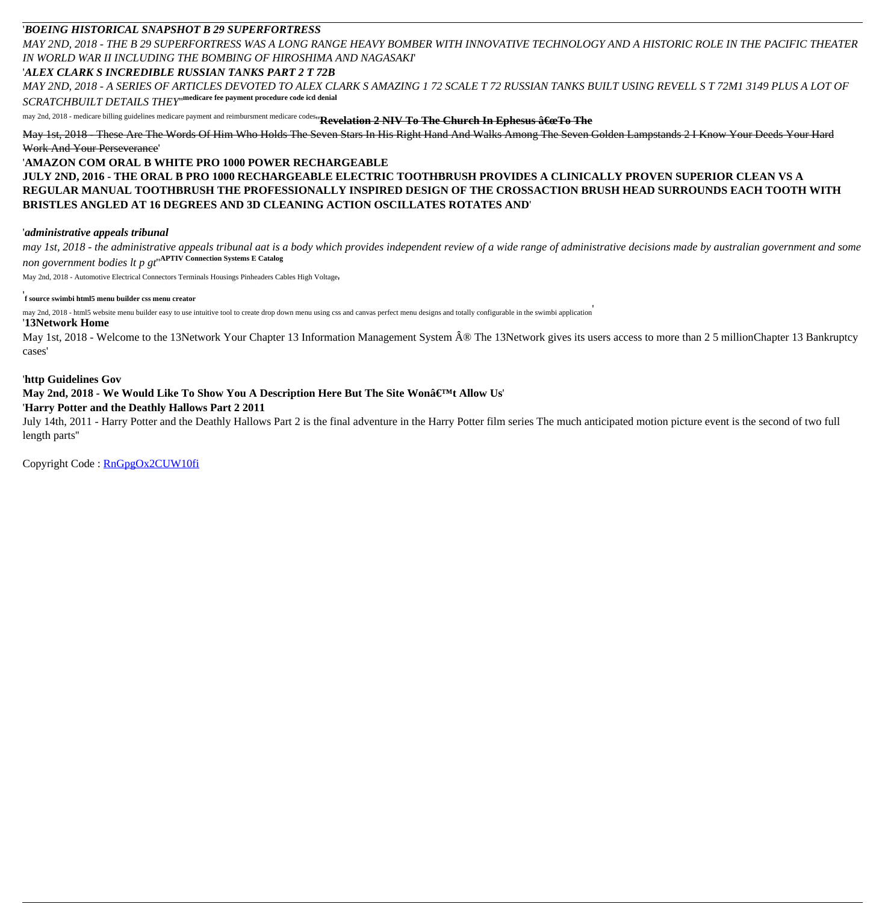'*BOEING HISTORICAL SNAPSHOT B 29 SUPERFORTRESS*

*MAY 2ND, 2018 - THE B 29 SUPERFORTRESS WAS A LONG RANGE HEAVY BOMBER WITH INNOVATIVE TECHNOLOGY AND A HISTORIC ROLE IN THE PACIFIC THEATER IN WORLD WAR II INCLUDING THE BOMBING OF HIROSHIMA AND NAGASAKI*'

'*ALEX CLARK S INCREDIBLE RUSSIAN TANKS PART 2 T 72B*

*MAY 2ND, 2018 - A SERIES OF ARTICLES DEVOTED TO ALEX CLARK S AMAZING 1 72 SCALE T 72 RUSSIAN TANKS BUILT USING REVELL S T 72M1 3149 PLUS A LOT OF SCRATCHBUILT DETAILS THEY*''**medicare fee payment procedure code icd denial**

may 2nd, 2018 - medicare billing guidelines medicare payment and reimbursment medicare codes''**~~Revelation 2 NIV To The Church In Ephesus â€œTo The~~**

~~May 1st, 2018 - These Are The Words Of Him Who Holds The Seven Stars In His Right Hand And Walks Among The Seven Golden Lampstands 2 I Know Your Deeds Your Hard Work And Your Perseverance~~'

'**AMAZON COM ORAL B WHITE PRO 1000 POWER RECHARGEABLE**

**JULY 2ND, 2016 - THE ORAL B PRO 1000 RECHARGEABLE ELECTRIC TOOTHBRUSH PROVIDES A CLINICALLY PROVEN SUPERIOR CLEAN VS A REGULAR MANUAL TOOTHBRUSH THE PROFESSIONALLY INSPIRED DESIGN OF THE CROSSACTION BRUSH HEAD SURROUNDS EACH TOOTH WITH BRISTLES ANGLED AT 16 DEGREES AND 3D CLEANING ACTION OSCILLATES ROTATES AND**'

'***administrative appeals tribunal***

*may 1st, 2018 - the administrative appeals tribunal aat is a body which provides independent review of a wide range of administrative decisions made by australian government and some non government bodies lt p gt*''**APTIV Connection Systems E Catalog**

May 2nd, 2018 - Automotive Electrical Connectors Terminals Housings Pinheaders Cables High Voltage'

'**f source swimbi html5 menu builder css menu creator**

may 2nd, 2018 - html5 website menu builder easy to use intuitive tool to create drop down menu using css and canvas perfect menu designs and totally configurable in the swimbi application'

'**13Network Home**

May 1st, 2018 - Welcome to the 13Network Your Chapter 13 Information Management System Â® The 13Network gives its users access to more than 2 5 millionChapter 13 Bankruptcy cases'

'**http Guidelines Gov**

**May 2nd, 2018 - We Would Like To Show You A Description Here But The Site Wonâ€™t Allow Us**'

'**Harry Potter and the Deathly Hallows Part 2 2011**

July 14th, 2011 - Harry Potter and the Deathly Hallows Part 2 is the final adventure in the Harry Potter film series The much anticipated motion picture event is the second of two full length parts''

Copyright Code : RnGpgOx2CUW10fi